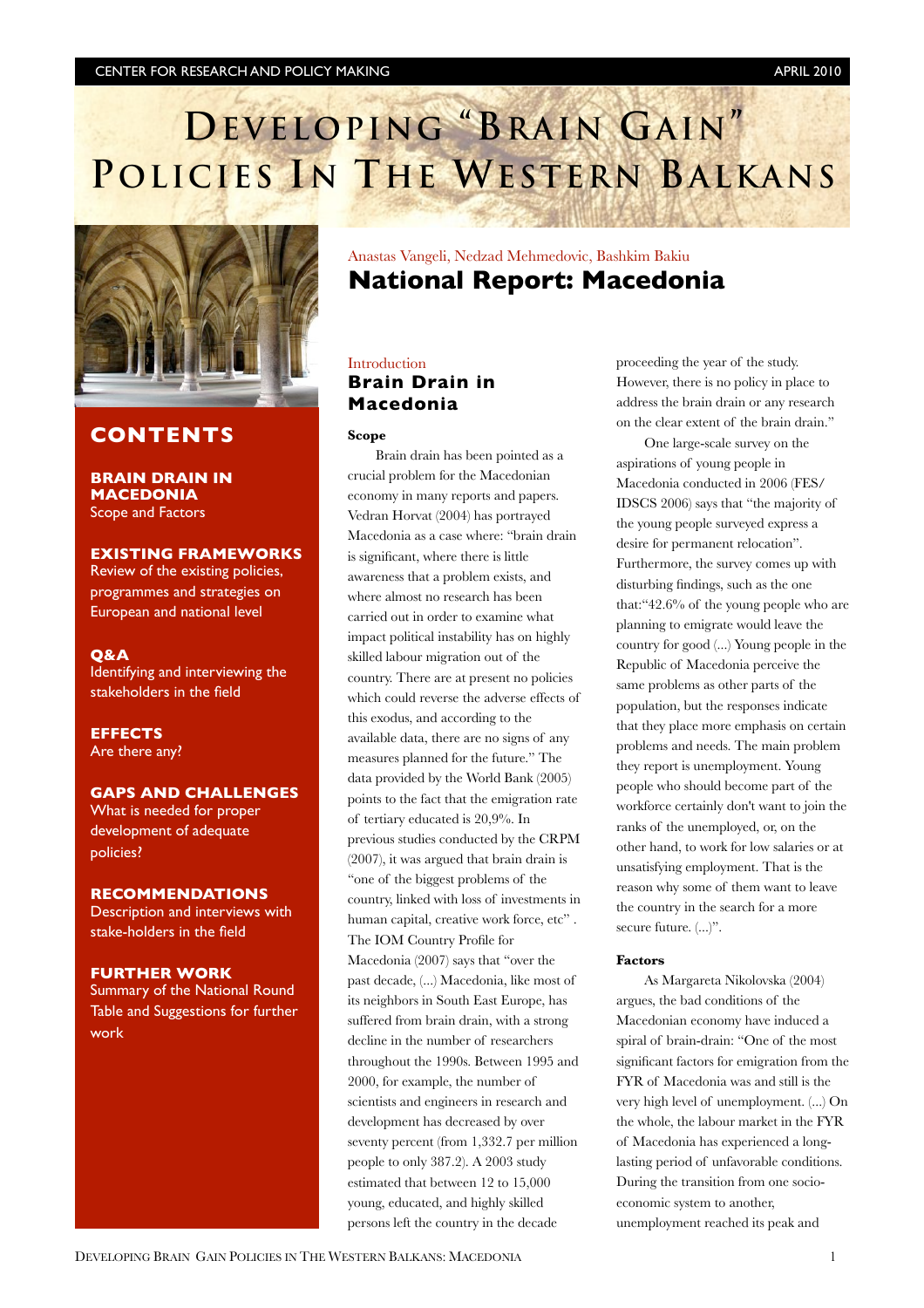CENTER FOR RESEARCH AND POLICY MAKING — APRIL 2010

# DEVELOPING "BRAIN GAIN" POLICIES IN THE WESTERN BALKANS

## CONTENTS

**BRAIN DRAIN IN MACEDONIA**
Scope and Factors

**EXISTING FRAMEWORKS**
Review of the existing policies, programmes and strategies on European and national level

**Q&A**
Identifying and interviewing the stakeholders in the field

**EFFECTS**
Are there any?

**GAPS AND CHALLENGES**
What is needed for proper development of adequate policies?

**RECOMMENDATIONS**
Description and interviews with stake-holders in the field

**FURTHER WORK**
Summary of the National Round Table and Suggestions for further work

Anastas Vangeli, Nedzad Mehmedovic, Bashkim Bakiu

# National Report: Macedonia

Introduction

## Brain Drain in Macedonia

### Scope

Brain drain has been pointed as a crucial problem for the Macedonian economy in many reports and papers. Vedran Horvat (2004) has portrayed Macedonia as a case where: "brain drain is significant, where there is little awareness that a problem exists, and where almost no research has been carried out in order to examine what impact political instability has on highly skilled labour migration out of the country. There are at present no policies which could reverse the adverse effects of this exodus, and according to the available data, there are no signs of any measures planned for the future." The data provided by the World Bank (2005) points to the fact that the emigration rate of tertiary educated is 20,9%. In previous studies conducted by the CRPM (2007), it was argued that brain drain is "one of the biggest problems of the country, linked with loss of investments in human capital, creative work force, etc" . The IOM Country Profile for Macedonia (2007) says that "over the past decade, (...) Macedonia, like most of its neighbors in South East Europe, has suffered from brain drain, with a strong decline in the number of researchers throughout the 1990s. Between 1995 and 2000, for example, the number of scientists and engineers in research and development has decreased by over seventy percent (from 1,332.7 per million people to only 387.2). A 2003 study estimated that between 12 to 15,000 young, educated, and highly skilled persons left the country in the decade proceeding the year of the study. However, there is no policy in place to address the brain drain or any research on the clear extent of the brain drain."

One large-scale survey on the aspirations of young people in Macedonia conducted in 2006 (FES/IDSCS 2006) says that "the majority of the young people surveyed express a desire for permanent relocation". Furthermore, the survey comes up with disturbing findings, such as the one that:"42.6% of the young people who are planning to emigrate would leave the country for good (...) Young people in the Republic of Macedonia perceive the same problems as other parts of the population, but the responses indicate that they place more emphasis on certain problems and needs. The main problem they report is unemployment. Young people who should become part of the workforce certainly don't want to join the ranks of the unemployed, or, on the other hand, to work for low salaries or at unsatisfying employment. That is the reason why some of them want to leave the country in the search for a more secure future. (...)".

### Factors

As Margareta Nikolovska (2004) argues, the bad conditions of the Macedonian economy have induced a spiral of brain-drain: "One of the most significant factors for emigration from the FYR of Macedonia was and still is the very high level of unemployment. (...) On the whole, the labour market in the FYR of Macedonia has experienced a long-lasting period of unfavorable conditions. During the transition from one socio-economic system to another, unemployment reached its peak and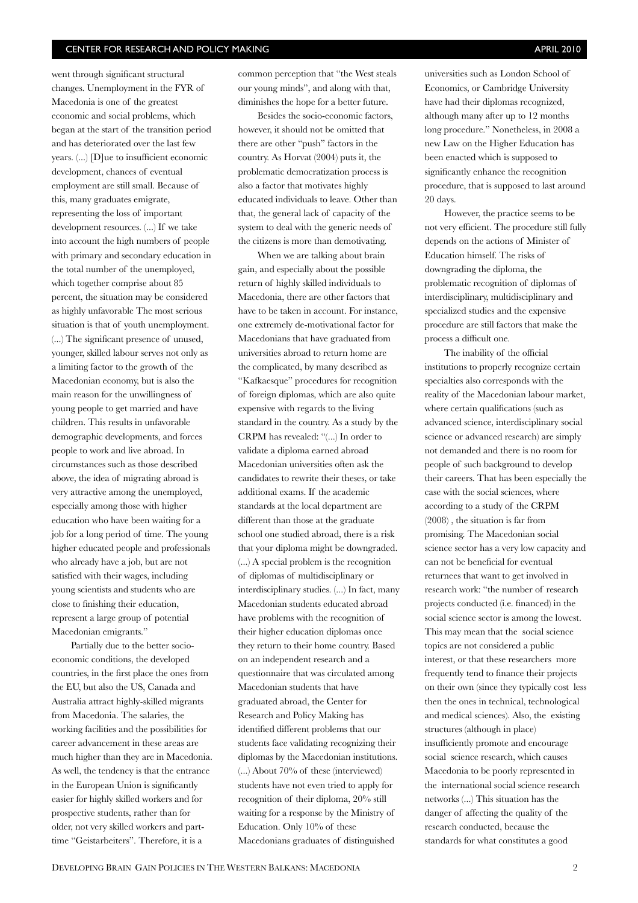went through significant structural changes. Unemployment in the FYR of Macedonia is one of the greatest economic and social problems, which began at the start of the transition period and has deteriorated over the last few years. (...) [D]ue to insufficient economic development, chances of eventual employment are still small. Because of this, many graduates emigrate, representing the loss of important development resources. (...) If we take into account the high numbers of people with primary and secondary education in the total number of the unemployed, which together comprise about 85 percent, the situation may be considered as highly unfavorable The most serious situation is that of youth unemployment. (...) The significant presence of unused, younger, skilled labour serves not only as a limiting factor to the growth of the Macedonian economy, but is also the main reason for the unwillingness of young people to get married and have children. This results in unfavorable demographic developments, and forces people to work and live abroad. In circumstances such as those described above, the idea of migrating abroad is very attractive among the unemployed, especially among those with higher education who have been waiting for a job for a long period of time. The young higher educated people and professionals who already have a job, but are not satisfied with their wages, including young scientists and students who are close to finishing their education, represent a large group of potential Macedonian emigrants."

Partially due to the better socio-economic conditions, the developed countries, in the first place the ones from the EU, but also the US, Canada and Australia attract highly-skilled migrants from Macedonia. The salaries, the working facilities and the possibilities for career advancement in these areas are much higher than they are in Macedonia. As well, the tendency is that the entrance in the European Union is significantly easier for highly skilled workers and for prospective students, rather than for older, not very skilled workers and part-time "Geistarbeiters". Therefore, it is a common perception that "the West steals our young minds", and along with that, diminishes the hope for a better future.

Besides the socio-economic factors, however, it should not be omitted that there are other "push" factors in the country. As Horvat (2004) puts it, the problematic democratization process is also a factor that motivates highly educated individuals to leave. Other than that, the general lack of capacity of the system to deal with the generic needs of the citizens is more than demotivating.

When we are talking about brain gain, and especially about the possible return of highly skilled individuals to Macedonia, there are other factors that have to be taken in account. For instance, one extremely de-motivational factor for Macedonians that have graduated from universities abroad to return home are the complicated, by many described as "Kafkaesque" procedures for recognition of foreign diplomas, which are also quite expensive with regards to the living standard in the country. As a study by the CRPM has revealed: "(...) In order to validate a diploma earned abroad Macedonian universities often ask the candidates to rewrite their theses, or take additional exams. If the academic standards at the local department are different than those at the graduate school one studied abroad, there is a risk that your diploma might be downgraded. (...) A special problem is the recognition of diplomas of multidisciplinary or interdisciplinary studies. (...) In fact, many Macedonian students educated abroad have problems with the recognition of their higher education diplomas once they return to their home country. Based on an independent research and a questionnaire that was circulated among Macedonian students that have graduated abroad, the Center for Research and Policy Making has identified different problems that our students face validating recognizing their diplomas by the Macedonian institutions. (...) About 70% of these (interviewed) students have not even tried to apply for recognition of their diploma, 20% still waiting for a response by the Ministry of Education. Only 10% of these Macedonians graduates of distinguished universities such as London School of Economics, or Cambridge University have had their diplomas recognized, although many after up to 12 months long procedure." Nonetheless, in 2008 a new Law on the Higher Education has been enacted which is supposed to significantly enhance the recognition procedure, that is supposed to last around 20 days.

However, the practice seems to be not very efficient. The procedure still fully depends on the actions of Minister of Education himself. The risks of downgrading the diploma, the problematic recognition of diplomas of interdisciplinary, multidisciplinary and specialized studies and the expensive procedure are still factors that make the process a difficult one.

The inability of the official institutions to properly recognize certain specialties also corresponds with the reality of the Macedonian labour market, where certain qualifications (such as advanced science, interdisciplinary social science or advanced research) are simply not demanded and there is no room for people of such background to develop their careers. That has been especially the case with the social sciences, where according to a study of the CRPM (2008) , the situation is far from promising. The Macedonian social science sector has a very low capacity and can not be beneficial for eventual returnees that want to get involved in research work: "the number of research projects conducted (i.e. financed) in the social science sector is among the lowest. This may mean that the social science topics are not considered a public interest, or that these researchers more frequently tend to finance their projects on their own (since they typically cost less then the ones in technical, technological and medical sciences). Also, the existing structures (although in place) insufficiently promote and encourage social science research, which causes Macedonia to be poorly represented in the international social science research networks (...) This situation has the danger of affecting the quality of the research conducted, because the standards for what constitutes a good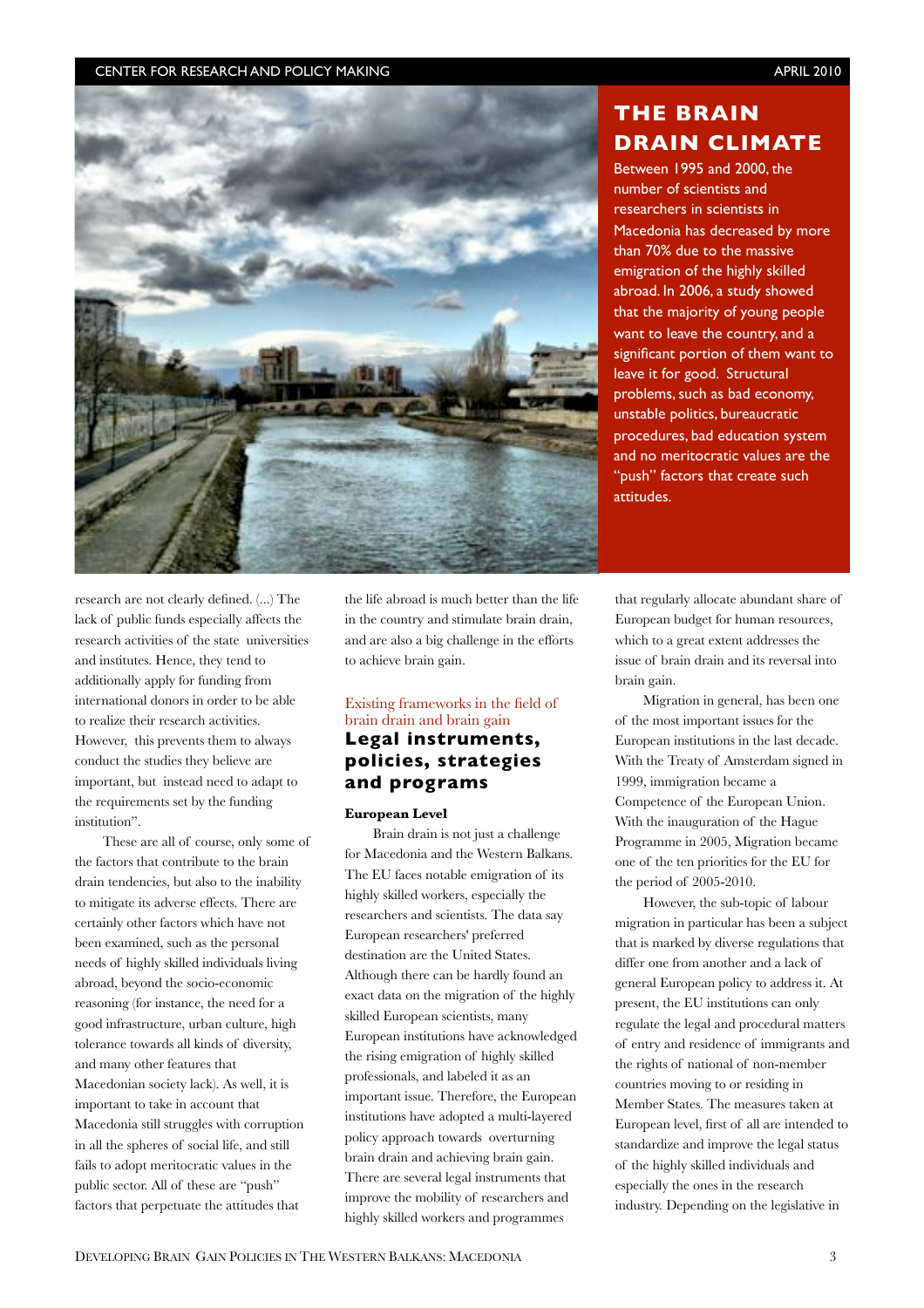## THE BRAIN DRAIN CLIMATE

Between 1995 and 2000, the number of scientists and researchers in scientists in Macedonia has decreased by more than 70% due to the massive emigration of the highly skilled abroad. In 2006, a study showed that the majority of young people want to leave the country, and a significant portion of them want to leave it for good. Structural problems, such as bad economy, unstable politics, bureaucratic procedures, bad education system and no meritocratic values are the "push" factors that create such attitudes.

research are not clearly defined. (...) The lack of public funds especially affects the research activities of the state universities and institutes. Hence, they tend to additionally apply for funding from international donors in order to be able to realize their research activities. However, this prevents them to always conduct the studies they believe are important, but instead need to adapt to the requirements set by the funding institution".

These are all of course, only some of the factors that contribute to the brain drain tendencies, but also to the inability to mitigate its adverse effects. There are certainly other factors which have not been examined, such as the personal needs of highly skilled individuals living abroad, beyond the socio-economic reasoning (for instance, the need for a good infrastructure, urban culture, high tolerance towards all kinds of diversity, and many other features that Macedonian society lack). As well, it is important to take in account that Macedonia still struggles with corruption in all the spheres of social life, and still fails to adopt meritocratic values in the public sector. All of these are "push" factors that perpetuate the attitudes that the life abroad is much better than the life in the country and stimulate brain drain, and are also a big challenge in the efforts to achieve brain gain.

Existing frameworks in the field of brain drain and brain gain

## Legal instruments, policies, strategies and programs

### European Level

Brain drain is not just a challenge for Macedonia and the Western Balkans. The EU faces notable emigration of its highly skilled workers, especially the researchers and scientists. The data say European researchers' preferred destination are the United States. Although there can be hardly found an exact data on the migration of the highly skilled European scientists, many European institutions have acknowledged the rising emigration of highly skilled professionals, and labeled it as an important issue. Therefore, the European institutions have adopted a multi-layered policy approach towards overturning brain drain and achieving brain gain. There are several legal instruments that improve the mobility of researchers and highly skilled workers and programmes that regularly allocate abundant share of European budget for human resources, which to a great extent addresses the issue of brain drain and its reversal into brain gain.

Migration in general, has been one of the most important issues for the European institutions in the last decade. With the Treaty of Amsterdam signed in 1999, immigration became a Competence of the European Union. With the inauguration of the Hague Programme in 2005, Migration became one of the ten priorities for the EU for the period of 2005-2010.

However, the sub-topic of labour migration in particular has been a subject that is marked by diverse regulations that differ one from another and a lack of general European policy to address it. At present, the EU institutions can only regulate the legal and procedural matters of entry and residence of immigrants and the rights of national of non-member countries moving to or residing in Member States. The measures taken at European level, first of all are intended to standardize and improve the legal status of the highly skilled individuals and especially the ones in the research industry. Depending on the legislative in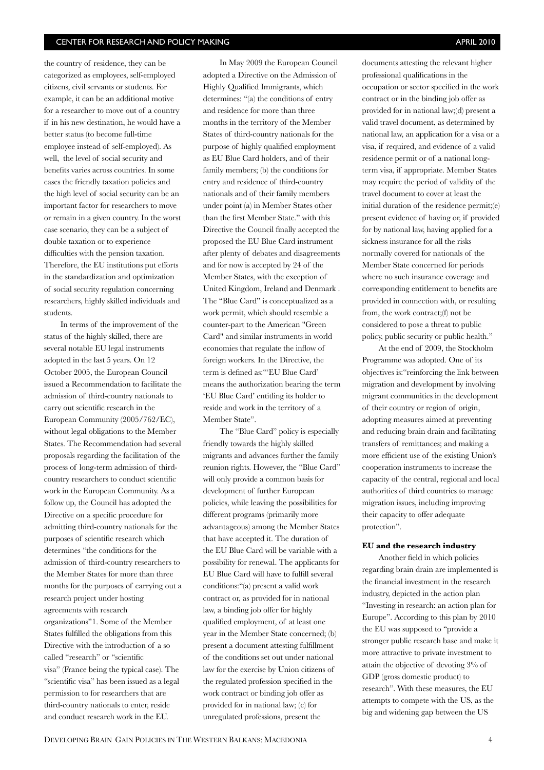the country of residence, they can be categorized as employees, self-employed citizens, civil servants or students. For example, it can be an additional motive for a researcher to move out of a country if in his new destination, he would have a better status (to become full-time employee instead of self-employed). As well, the level of social security and benefits varies across countries. In some cases the friendly taxation policies and the high level of social security can be an important factor for researchers to move or remain in a given country. In the worst case scenario, they can be a subject of double taxation or to experience difficulties with the pension taxation. Therefore, the EU institutions put efforts in the standardization and optimization of social security regulation concerning researchers, highly skilled individuals and students.

In terms of the improvement of the status of the highly skilled, there are several notable EU legal instruments adopted in the last 5 years. On 12 October 2005, the European Council issued a Recommendation to facilitate the admission of third-country nationals to carry out scientific research in the European Community (2005/762/EC), without legal obligations to the Member States. The Recommendation had several proposals regarding the facilitation of the process of long-term admission of third-country researchers to conduct scientific work in the European Community. As a follow up, the Council has adopted the Directive on a specific procedure for admitting third-country nationals for the purposes of scientific research which determines "the conditions for the admission of third-country researchers to the Member States for more than three months for the purposes of carrying out a research project under hosting agreements with research organizations"1. Some of the Member States fulfilled the obligations from this Directive with the introduction of a so called "research" or "scientific visa" (France being the typical case). The "scientific visa" has been issued as a legal permission to for researchers that are third-country nationals to enter, reside and conduct research work in the EU.

In May 2009 the European Council adopted a Directive on the Admission of Highly Qualified Immigrants, which determines: "(a) the conditions of entry and residence for more than three months in the territory of the Member States of third-country nationals for the purpose of highly qualified employment as EU Blue Card holders, and of their family members; (b) the conditions for entry and residence of third-country nationals and of their family members under point (a) in Member States other than the first Member State." with this Directive the Council finally accepted the proposed the EU Blue Card instrument after plenty of debates and disagreements and for now is accepted by 24 of the Member States, with the exception of United Kingdom, Ireland and Denmark . The "Blue Card" is conceptualized as a work permit, which should resemble a counter-part to the American "Green Card" and similar instruments in world economies that regulate the inflow of foreign workers. In the Directive, the term is defined as:"'EU Blue Card' means the authorization bearing the term 'EU Blue Card' entitling its holder to reside and work in the territory of a Member State".

The "Blue Card" policy is especially friendly towards the highly skilled migrants and advances further the family reunion rights. However, the "Blue Card" will only provide a common basis for development of further European policies, while leaving the possibilities for different programs (primarily more advantageous) among the Member States that have accepted it. The duration of the EU Blue Card will be variable with a possibility for renewal. The applicants for EU Blue Card will have to fulfill several conditions:"(a) present a valid work contract or, as provided for in national law, a binding job offer for highly qualified employment, of at least one year in the Member State concerned; (b) present a document attesting fulfillment of the conditions set out under national law for the exercise by Union citizens of the regulated profession specified in the work contract or binding job offer as provided for in national law; (c) for unregulated professions, present the documents attesting the relevant higher professional qualifications in the occupation or sector specified in the work contract or in the binding job offer as provided for in national law;(d) present a valid travel document, as determined by national law, an application for a visa or a visa, if required, and evidence of a valid residence permit or of a national long-term visa, if appropriate. Member States may require the period of validity of the travel document to cover at least the initial duration of the residence permit;(e) present evidence of having or, if provided for by national law, having applied for a sickness insurance for all the risks normally covered for nationals of the Member State concerned for periods where no such insurance coverage and corresponding entitlement to benefits are provided in connection with, or resulting from, the work contract;(f) not be considered to pose a threat to public policy, public security or public health."

At the end of 2009, the Stockholm Programme was adopted. One of its objectives is:"reinforcing the link between migration and development by involving migrant communities in the development of their country or region of origin, adopting measures aimed at preventing and reducing brain drain and facilitating transfers of remittances; and making a more efficient use of the existing Union's cooperation instruments to increase the capacity of the central, regional and local authorities of third countries to manage migration issues, including improving their capacity to offer adequate protection".

**EU and the research industry**

Another field in which policies regarding brain drain are implemented is the financial investment in the research industry, depicted in the action plan "Investing in research: an action plan for Europe". According to this plan by 2010 the EU was supposed to "provide a stronger public research base and make it more attractive to private investment to attain the objective of devoting 3% of GDP (gross domestic product) to research". With these measures, the EU attempts to compete with the US, as the big and widening gap between the US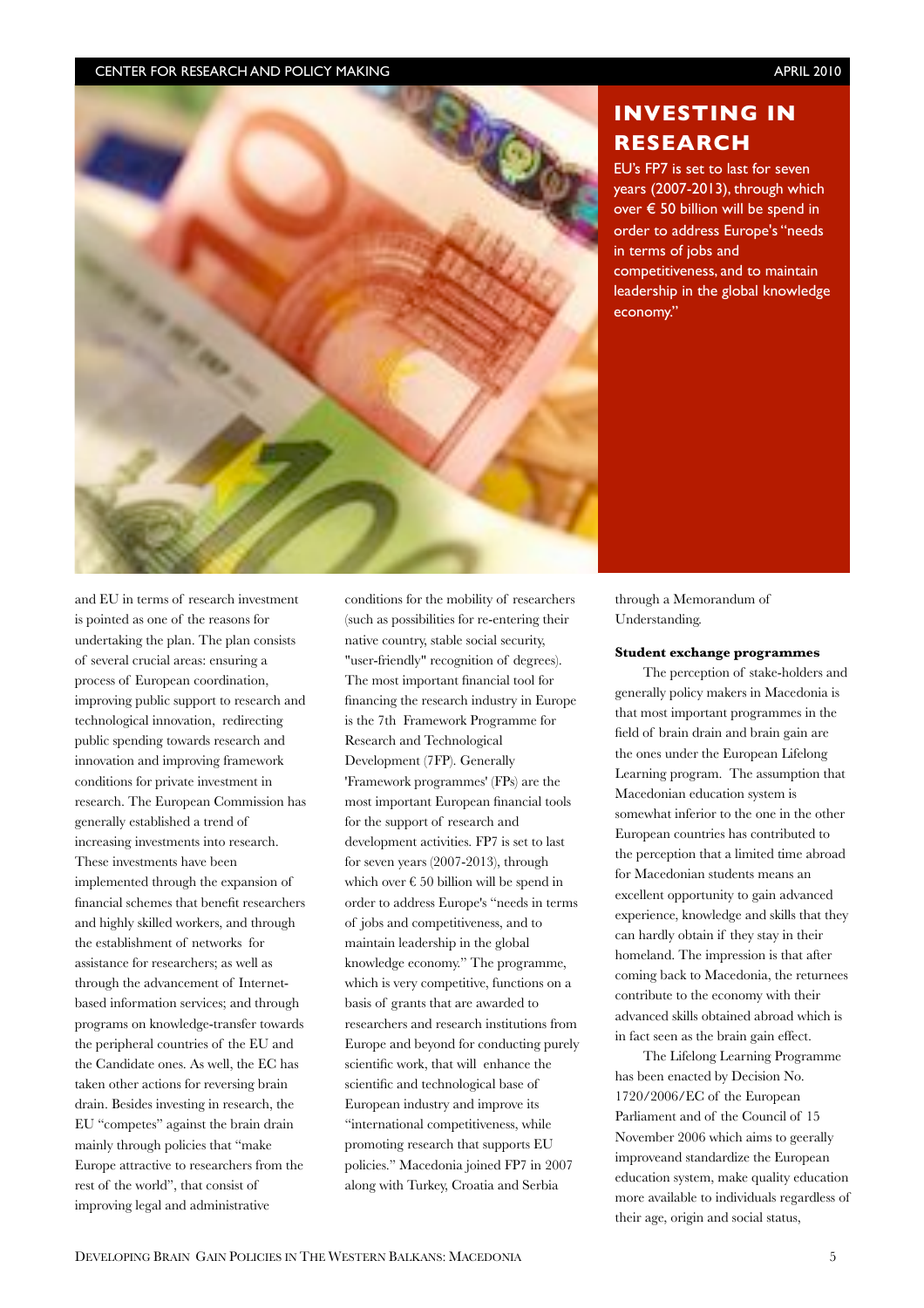## INVESTING IN RESEARCH

EU's FP7 is set to last for seven years (2007-2013), through which over € 50 billion will be spend in order to address Europe's "needs in terms of jobs and competitiveness, and to maintain leadership in the global knowledge economy."

and EU in terms of research investment is pointed as one of the reasons for undertaking the plan. The plan consists of several crucial areas: ensuring a process of European coordination, improving public support to research and technological innovation, redirecting public spending towards research and innovation and improving framework conditions for private investment in research. The European Commission has generally established a trend of increasing investments into research. These investments have been implemented through the expansion of financial schemes that benefit researchers and highly skilled workers, and through the establishment of networks for assistance for researchers; as well as through the advancement of Internet-based information services; and through programs on knowledge-transfer towards the peripheral countries of the EU and the Candidate ones. As well, the EC has taken other actions for reversing brain drain. Besides investing in research, the EU "competes" against the brain drain mainly through policies that "make Europe attractive to researchers from the rest of the world", that consist of improving legal and administrative conditions for the mobility of researchers (such as possibilities for re-entering their native country, stable social security, "user-friendly" recognition of degrees). The most important financial tool for financing the research industry in Europe is the 7th Framework Programme for Research and Technological Development (7FP). Generally 'Framework programmes' (FPs) are the most important European financial tools for the support of research and development activities. FP7 is set to last for seven years (2007-2013), through which over € 50 billion will be spend in order to address Europe's "needs in terms of jobs and competitiveness, and to maintain leadership in the global knowledge economy." The programme, which is very competitive, functions on a basis of grants that are awarded to researchers and research institutions from Europe and beyond for conducting purely scientific work, that will enhance the scientific and technological base of European industry and improve its "international competitiveness, while promoting research that supports EU policies." Macedonia joined FP7 in 2007 along with Turkey, Croatia and Serbia through a Memorandum of Understanding.

**Student exchange programmes**

The perception of stake-holders and generally policy makers in Macedonia is that most important programmes in the field of brain drain and brain gain are the ones under the European Lifelong Learning program. The assumption that Macedonian education system is somewhat inferior to the one in the other European countries has contributed to the perception that a limited time abroad for Macedonian students means an excellent opportunity to gain advanced experience, knowledge and skills that they can hardly obtain if they stay in their homeland. The impression is that after coming back to Macedonia, the returnees contribute to the economy with their advanced skills obtained abroad which is in fact seen as the brain gain effect.

The Lifelong Learning Programme has been enacted by Decision No. 1720/2006/EC of the European Parliament and of the Council of 15 November 2006 which aims to gerally improveand standardize the European education system, make quality education more available to individuals regardless of their age, origin and social status,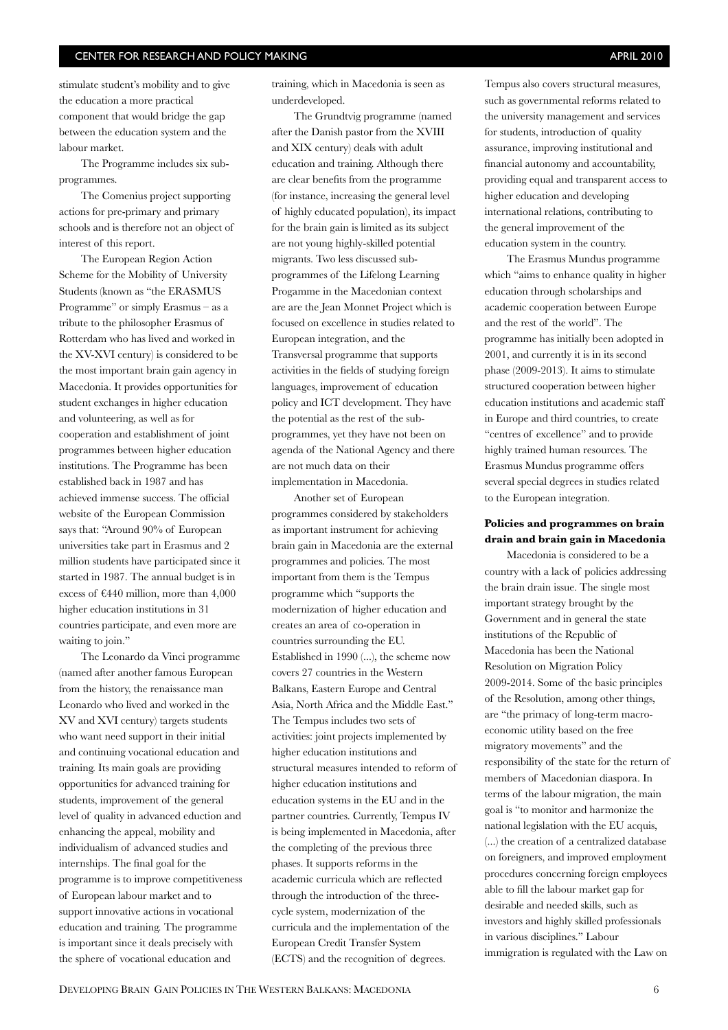stimulate student's mobility and to give the education a more practical component that would bridge the gap between the education system and the labour market.

The Programme includes six sub-programmes.

The Comenius project supporting actions for pre-primary and primary schools and is therefore not an object of interest of this report.

The European Region Action Scheme for the Mobility of University Students (known as "the ERASMUS Programme" or simply Erasmus – as a tribute to the philosopher Erasmus of Rotterdam who has lived and worked in the XV-XVI century) is considered to be the most important brain gain agency in Macedonia. It provides opportunities for student exchanges in higher education and volunteering, as well as for cooperation and establishment of joint programmes between higher education institutions. The Programme has been established back in 1987 and has achieved immense success. The official website of the European Commission says that: "Around 90% of European universities take part in Erasmus and 2 million students have participated since it started in 1987. The annual budget is in excess of €440 million, more than 4,000 higher education institutions in 31 countries participate, and even more are waiting to join."

The Leonardo da Vinci programme (named after another famous European from the history, the renaissance man Leonardo who lived and worked in the XV and XVI century) targets students who want need support in their initial and continuing vocational education and training. Its main goals are providing opportunities for advanced training for students, improvement of the general level of quality in advanced eduction and enhancing the appeal, mobility and individualism of advanced studies and internships. The final goal for the programme is to improve competitiveness of European labour market and to support innovative actions in vocational education and training. The programme is important since it deals precisely with the sphere of vocational education and training, which in Macedonia is seen as underdeveloped.

The Grundtvig programme (named after the Danish pastor from the XVIII and XIX century) deals with adult education and training. Although there are clear benefits from the programme (for instance, increasing the general level of highly educated population), its impact for the brain gain is limited as its subject are not young highly-skilled potential migrants. Two less discussed sub-programmes of the Lifelong Learning Progamme in the Macedonian context are are the Jean Monnet Project which is focused on excellence in studies related to European integration, and the Transversal programme that supports activities in the fields of studying foreign languages, improvement of education policy and ICT development. They have the potential as the rest of the sub-programmes, yet they have not been on agenda of the National Agency and there are not much data on their implementation in Macedonia.

Another set of European programmes considered by stakeholders as important instrument for achieving brain gain in Macedonia are the external programmes and policies. The most important from them is the Tempus programme which "supports the modernization of higher education and creates an area of co-operation in countries surrounding the EU. Established in 1990 (...), the scheme now covers 27 countries in the Western Balkans, Eastern Europe and Central Asia, North Africa and the Middle East." The Tempus includes two sets of activities: joint projects implemented by higher education institutions and structural measures intended to reform of higher education institutions and education systems in the EU and in the partner countries. Currently, Tempus IV is being implemented in Macedonia, after the completing of the previous three phases. It supports reforms in the academic curricula which are reflected through the introduction of the three-cycle system, modernization of the curricula and the implementation of the European Credit Transfer System (ECTS) and the recognition of degrees. Tempus also covers structural measures, such as governmental reforms related to the university management and services for students, introduction of quality assurance, improving institutional and financial autonomy and accountability, providing equal and transparent access to higher education and developing international relations, contributing to the general improvement of the education system in the country.

The Erasmus Mundus programme which "aims to enhance quality in higher education through scholarships and academic cooperation between Europe and the rest of the world". The programme has initially been adopted in 2001, and currently it is in its second phase (2009-2013). It aims to stimulate structured cooperation between higher education institutions and academic staff in Europe and third countries, to create "centres of excellence" and to provide highly trained human resources. The Erasmus Mundus programme offers several special degrees in studies related to the European integration.

### Policies and programmes on brain drain and brain gain in Macedonia

Macedonia is considered to be a country with a lack of policies addressing the brain drain issue. The single most important strategy brought by the Government and in general the state institutions of the Republic of Macedonia has been the National Resolution on Migration Policy 2009-2014. Some of the basic principles of the Resolution, among other things, are "the primacy of long-term macro-economic utility based on the free migratory movements" and the responsibility of the state for the return of members of Macedonian diaspora. In terms of the labour migration, the main goal is "to monitor and harmonize the national legislation with the EU acquis, (...) the creation of a centralized database on foreigners, and improved employment procedures concerning foreign employees able to fill the labour market gap for desirable and needed skills, such as investors and highly skilled professionals in various disciplines." Labour immigration is regulated with the Law on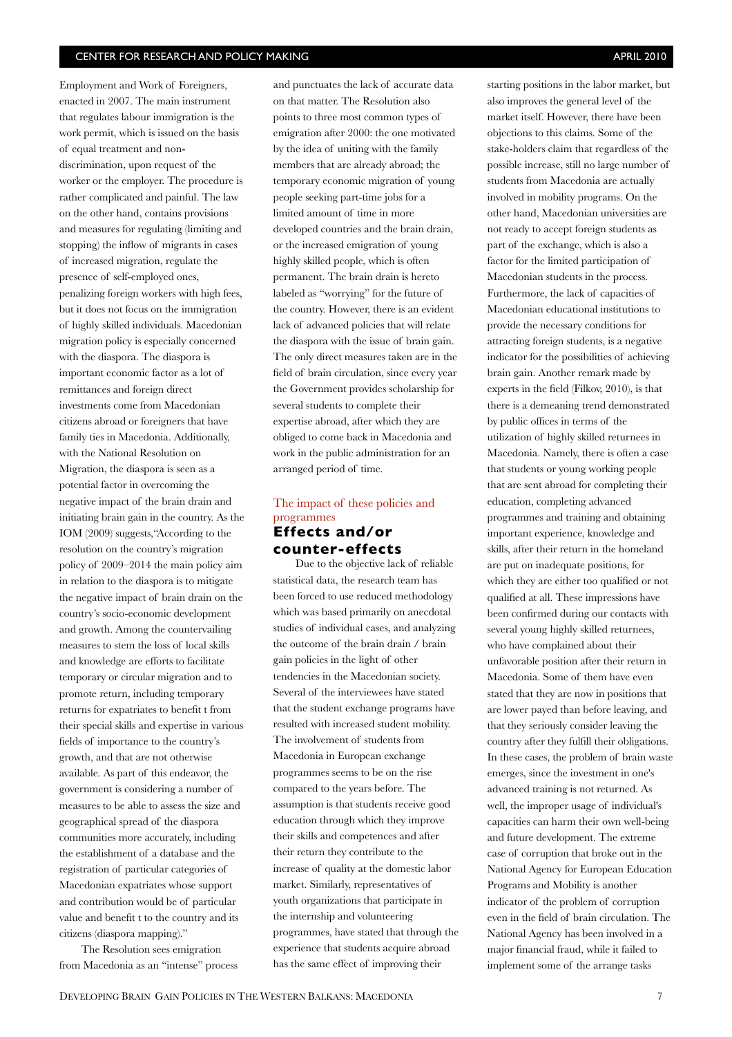Employment and Work of Foreigners, enacted in 2007. The main instrument that regulates labour immigration is the work permit, which is issued on the basis of equal treatment and non-discrimination, upon request of the worker or the employer. The procedure is rather complicated and painful. The law on the other hand, contains provisions and measures for regulating (limiting and stopping) the inflow of migrants in cases of increased migration, regulate the presence of self-employed ones, penalizing foreign workers with high fees, but it does not focus on the immigration of highly skilled individuals. Macedonian migration policy is especially concerned with the diaspora. The diaspora is important economic factor as a lot of remittances and foreign direct investments come from Macedonian citizens abroad or foreigners that have family ties in Macedonia. Additionally, with the National Resolution on Migration, the diaspora is seen as a potential factor in overcoming the negative impact of the brain drain and initiating brain gain in the country. As the IOM (2009) suggests,"According to the resolution on the country's migration policy of 2009–2014 the main policy aim in relation to the diaspora is to mitigate the negative impact of brain drain on the country's socio-economic development and growth. Among the countervailing measures to stem the loss of local skills and knowledge are efforts to facilitate temporary or circular migration and to promote return, including temporary returns for expatriates to benefit t from their special skills and expertise in various fields of importance to the country's growth, and that are not otherwise available. As part of this endeavor, the government is considering a number of measures to be able to assess the size and geographical spread of the diaspora communities more accurately, including the establishment of a database and the registration of particular categories of Macedonian expatriates whose support and contribution would be of particular value and benefit t to the country and its citizens (diaspora mapping)."

The Resolution sees emigration from Macedonia as an "intense" process and punctuates the lack of accurate data on that matter. The Resolution also points to three most common types of emigration after 2000: the one motivated by the idea of uniting with the family members that are already abroad; the temporary economic migration of young people seeking part-time jobs for a limited amount of time in more developed countries and the brain drain, or the increased emigration of young highly skilled people, which is often permanent. The brain drain is hereto labeled as "worrying" for the future of the country. However, there is an evident lack of advanced policies that will relate the diaspora with the issue of brain gain. The only direct measures taken are in the field of brain circulation, since every year the Government provides scholarship for several students to complete their expertise abroad, after which they are obliged to come back in Macedonia and work in the public administration for an arranged period of time.

## The impact of these policies and programmes

### Effects and/or counter-effects

Due to the objective lack of reliable statistical data, the research team has been forced to use reduced methodology which was based primarily on anecdotal studies of individual cases, and analyzing the outcome of the brain drain / brain gain policies in the light of other tendencies in the Macedonian society. Several of the interviewees have stated that the student exchange programs have resulted with increased student mobility. The involvement of students from Macedonia in European exchange programmes seems to be on the rise compared to the years before. The assumption is that students receive good education through which they improve their skills and competences and after their return they contribute to the increase of quality at the domestic labor market. Similarly, representatives of youth organizations that participate in the internship and volunteering programmes, have stated that through the experience that students acquire abroad has the same effect of improving their starting positions in the labor market, but also improves the general level of the market itself. However, there have been objections to this claims. Some of the stake-holders claim that regardless of the possible increase, still no large number of students from Macedonia are actually involved in mobility programs. On the other hand, Macedonian universities are not ready to accept foreign students as part of the exchange, which is also a factor for the limited participation of Macedonian students in the process. Furthermore, the lack of capacities of Macedonian educational institutions to provide the necessary conditions for attracting foreign students, is a negative indicator for the possibilities of achieving brain gain. Another remark made by experts in the field (Filkov, 2010), is that there is a demeaning trend demonstrated by public offices in terms of the utilization of highly skilled returnees in Macedonia. Namely, there is often a case that students or young working people that are sent abroad for completing their education, completing advanced programmes and training and obtaining important experience, knowledge and skills, after their return in the homeland are put on inadequate positions, for which they are either too qualified or not qualified at all. These impressions have been confirmed during our contacts with several young highly skilled returnees, who have complained about their unfavorable position after their return in Macedonia. Some of them have even stated that they are now in positions that are lower payed than before leaving, and that they seriously consider leaving the country after they fulfill their obligations. In these cases, the problem of brain waste emerges, since the investment in one's advanced training is not returned. As well, the improper usage of individual's capacities can harm their own well-being and future development. The extreme case of corruption that broke out in the National Agency for European Education Programs and Mobility is another indicator of the problem of corruption even in the field of brain circulation. The National Agency has been involved in a major financial fraud, while it failed to implement some of the arrange tasks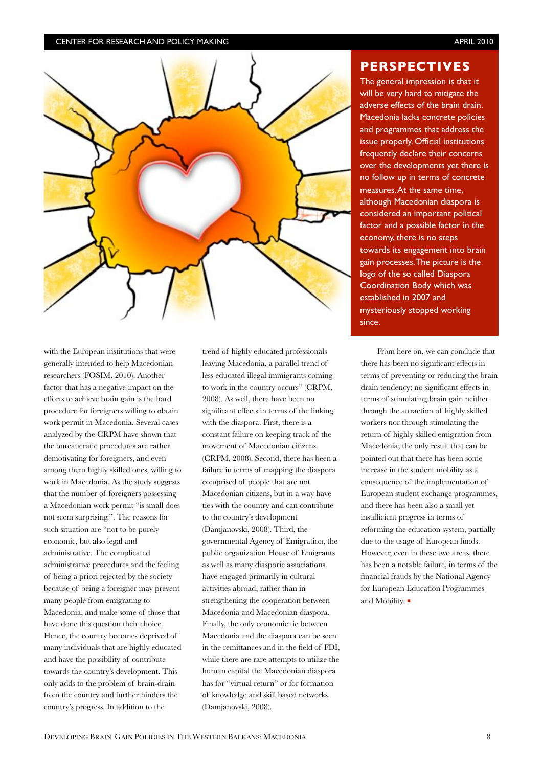## PERSPECTIVES

The general impression is that it will be very hard to mitigate the adverse effects of the brain drain. Macedonia lacks concrete policies and programmes that address the issue properly. Official institutions frequently declare their concerns over the developments yet there is no follow up in terms of concrete measures. At the same time, although Macedonian diaspora is considered an important political factor and a possible factor in the economy, there is no steps towards its engagement into brain gain processes. The picture is the logo of the so called Diaspora Coordination Body which was established in 2007 and mysteriously stopped working since.

with the European institutions that were generally intended to help Macedonian researchers (FOSIM, 2010). Another factor that has a negative impact on the efforts to achieve brain gain is the hard procedure for foreigners willing to obtain work permit in Macedonia. Several cases analyzed by the CRPM have shown that the bureaucratic procedures are rather demotivating for foreigners, and even among them highly skilled ones, willing to work in Macedonia. As the study suggests that the number of foreigners possessing a Macedonian work permit "is small does not seem surprising.". The reasons for such situation are "not to be purely economic, but also legal and administrative. The complicated administrative procedures and the feeling of being a priori rejected by the society because of being a foreigner may prevent many people from emigrating to Macedonia, and make some of those that have done this question their choice. Hence, the country becomes deprived of many individuals that are highly educated and have the possibility of contribute towards the country's development. This only adds to the problem of brain-drain from the country and further hinders the country's progress. In addition to the trend of highly educated professionals leaving Macedonia, a parallel trend of less educated illegal immigrants coming to work in the country occurs" (CRPM, 2008). As well, there have been no significant effects in terms of the linking with the diaspora. First, there is a constant failure on keeping track of the movement of Macedonian citizens (CRPM, 2008). Second, there has been a failure in terms of mapping the diaspora comprised of people that are not Macedonian citizens, but in a way have ties with the country and can contribute to the country's development (Damjanovski, 2008). Third, the governmental Agency of Emigration, the public organization House of Emigrants as well as many diasporic associations have engaged primarily in cultural activities abroad, rather than in strengthening the cooperation between Macedonia and Macedonian diaspora. Finally, the only economic tie between Macedonia and the diaspora can be seen in the remittances and in the field of FDI, while there are rare attempts to utilize the human capital the Macedonian diaspora has for "virtual return" or for formation of knowledge and skill based networks. (Damjanovski, 2008).

From here on, we can conclude that there has been no significant effects in terms of preventing or reducing the brain drain tendency; no significant effects in terms of stimulating brain gain neither through the attraction of highly skilled workers nor through stimulating the return of highly skilled emigration from Macedonia; the only result that can be pointed out that there has been some increase in the student mobility as a consequence of the implementation of European student exchange programmes, and there has been also a small yet insufficient progress in terms of reforming the education system, partially due to the usage of European funds. However, even in these two areas, there has been a notable failure, in terms of the financial frauds by the National Agency for European Education Programmes and Mobility. ▪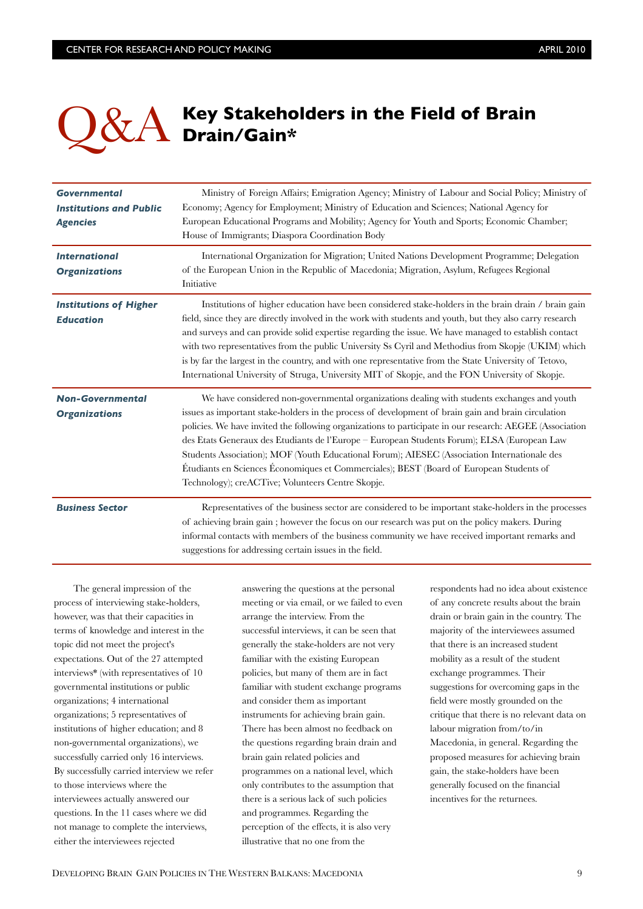# Q&A Key Stakeholders in the Field of Brain Drain/Gain*

| | |
|---|---|
| ***Governmental Institutions and Public Agencies*** | Ministry of Foreign Affairs; Emigration Agency; Ministry of Labour and Social Policy; Ministry of Economy; Agency for Employment; Ministry of Education and Sciences; National Agency for European Educational Programs and Mobility; Agency for Youth and Sports; Economic Chamber; House of Immigrants; Diaspora Coordination Body |
| ***International Organizations*** | International Organization for Migration; United Nations Development Programme; Delegation of the European Union in the Republic of Macedonia; Migration, Asylum, Refugees Regional Initiative |
| ***Institutions of Higher Education*** | Institutions of higher education have been considered stake-holders in the brain drain / brain gain field, since they are directly involved in the work with students and youth, but they also carry research and surveys and can provide solid expertise regarding the issue. We have managed to establish contact with two representatives from the public University Ss Cyril and Methodius from Skopje (UKIM) which is by far the largest in the country, and with one representative from the State University of Tetovo, International University of Struga, University MIT of Skopje, and the FON University of Skopje. |
| ***Non-Governmental Organizations*** | We have considered non-governmental organizations dealing with students exchanges and youth issues as important stake-holders in the process of development of brain gain and brain circulation policies. We have invited the following organizations to participate in our research: AEGEE (Association des Etats Generaux des Etudiants de l'Europe – European Students Forum); ELSA (European Law Students Association); MOF (Youth Educational Forum); AIESEC (Association Internationale des Étudiants en Sciences Économiques et Commerciales); BEST (Board of European Students of Technology); creACTive; Volunteers Centre Skopje. |
| ***Business Sector*** | Representatives of the business sector are considered to be important stake-holders in the processes of achieving brain gain ; however the focus on our research was put on the policy makers. During informal contacts with members of the business community we have received important remarks and suggestions for addressing certain issues in the field. |

The general impression of the process of interviewing stake-holders, however, was that their capacities in terms of knowledge and interest in the topic did not meet the project's expectations. Out of the 27 attempted interviews* (with representatives of 10 governmental institutions or public organizations; 4 international organizations; 5 representatives of institutions of higher education; and 8 non-governmental organizations), we successfully carried only 16 interviews. By successfully carried interview we refer to those interviews where the interviewees actually answered our questions. In the 11 cases where we did not manage to complete the interviews, either the interviewees rejected answering the questions at the personal meeting or via email, or we failed to even arrange the interview. From the successful interviews, it can be seen that generally the stake-holders are not very familiar with the existing European policies, but many of them are in fact familiar with student exchange programs and consider them as important instruments for achieving brain gain. There has been almost no feedback on the questions regarding brain drain and brain gain related policies and programmes on a national level, which only contributes to the assumption that there is a serious lack of such policies and programmes. Regarding the perception of the effects, it is also very illustrative that no one from the respondents had no idea about existence of any concrete results about the brain drain or brain gain in the country. The majority of the interviewees assumed that there is an increased student mobility as a result of the student exchange programmes. Their suggestions for overcoming gaps in the field were mostly grounded on the critique that there is no relevant data on labour migration from/to/in Macedonia, in general. Regarding the proposed measures for achieving brain gain, the stake-holders have been generally focused on the financial incentives for the returnees.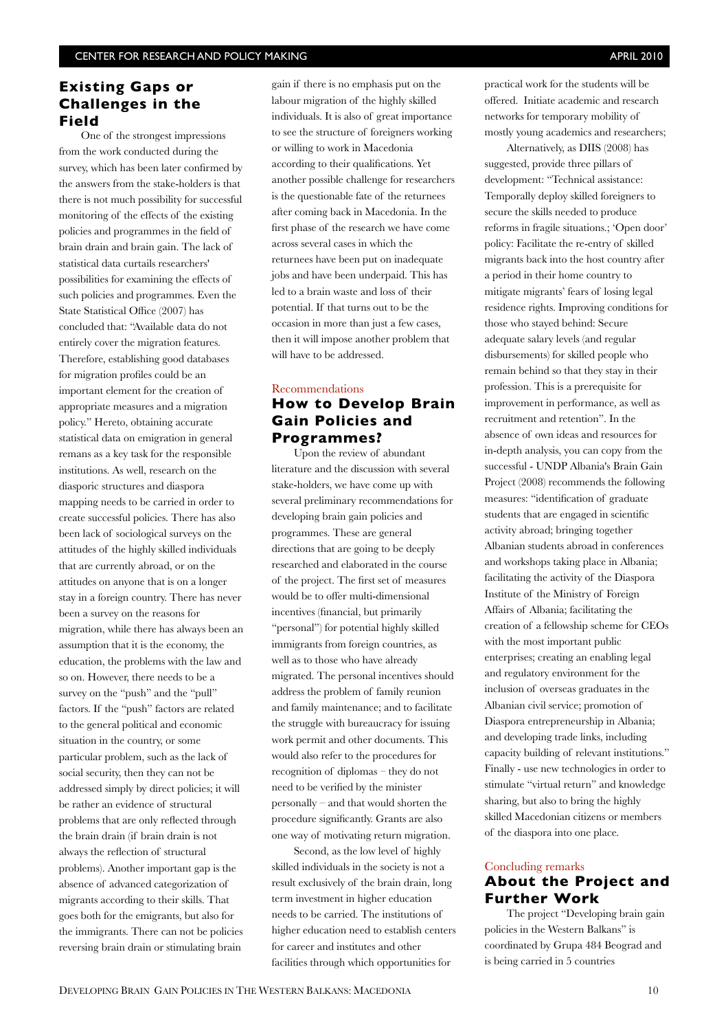## Existing Gaps or Challenges in the Field

One of the strongest impressions from the work conducted during the survey, which has been later confirmed by the answers from the stake-holders is that there is not much possibility for successful monitoring of the effects of the existing policies and programmes in the field of brain drain and brain gain. The lack of statistical data curtails researchers' possibilities for examining the effects of such policies and programmes. Even the State Statistical Office (2007) has concluded that: "Available data do not entirely cover the migration features. Therefore, establishing good databases for migration profiles could be an important element for the creation of appropriate measures and a migration policy." Hereto, obtaining accurate statistical data on emigration in general remans as a key task for the responsible institutions. As well, research on the diasporic structures and diaspora mapping needs to be carried in order to create successful policies. There has also been lack of sociological surveys on the attitudes of the highly skilled individuals that are currently abroad, or on the attitudes on anyone that is on a longer stay in a foreign country. There has never been a survey on the reasons for migration, while there has always been an assumption that it is the economy, the education, the problems with the law and so on. However, there needs to be a survey on the "push" and the "pull" factors. If the "push" factors are related to the general political and economic situation in the country, or some particular problem, such as the lack of social security, then they can not be addressed simply by direct policies; it will be rather an evidence of structural problems that are only reflected through the brain drain (if brain drain is not always the reflection of structural problems). Another important gap is the absence of advanced categorization of migrants according to their skills. That goes both for the emigrants, but also for the immigrants. There can not be policies reversing brain drain or stimulating brain gain if there is no emphasis put on the labour migration of the highly skilled individuals. It is also of great importance to see the structure of foreigners working or willing to work in Macedonia according to their qualifications. Yet another possible challenge for researchers is the questionable fate of the returnees after coming back in Macedonia. In the first phase of the research we have come across several cases in which the returnees have been put on inadequate jobs and have been underpaid. This has led to a brain waste and loss of their potential. If that turns out to be the occasion in more than just a few cases, then it will impose another problem that will have to be addressed.

Recommendations

## How to Develop Brain Gain Policies and Programmes?

Upon the review of abundant literature and the discussion with several stake-holders, we have come up with several preliminary recommendations for developing brain gain policies and programmes. These are general directions that are going to be deeply researched and elaborated in the course of the project. The first set of measures would be to offer multi-dimensional incentives (financial, but primarily "personal") for potential highly skilled immigrants from foreign countries, as well as to those who have already migrated. The personal incentives should address the problem of family reunion and family maintenance; and to facilitate the struggle with bureaucracy for issuing work permit and other documents. This would also refer to the procedures for recognition of diplomas – they do not need to be verified by the minister personally – and that would shorten the procedure significantly. Grants are also one way of motivating return migration.

Second, as the low level of highly skilled individuals in the society is not a result exclusively of the brain drain, long term investment in higher education needs to be carried. The institutions of higher education need to establish centers for career and institutes and other facilities through which opportunities for practical work for the students will be offered. Initiate academic and research networks for temporary mobility of mostly young academics and researchers;

Alternatively, as DIIS (2008) has suggested, provide three pillars of development: "Technical assistance: Temporally deploy skilled foreigners to secure the skills needed to produce reforms in fragile situations.; 'Open door' policy: Facilitate the re-entry of skilled migrants back into the host country after a period in their home country to mitigate migrants' fears of losing legal residence rights. Improving conditions for those who stayed behind: Secure adequate salary levels (and regular disbursements) for skilled people who remain behind so that they stay in their profession. This is a prerequisite for improvement in performance, as well as recruitment and retention". In the absence of own ideas and resources for in-depth analysis, you can copy from the successful - UNDP Albania's Brain Gain Project (2008) recommends the following measures: "identification of graduate students that are engaged in scientific activity abroad; bringing together Albanian students abroad in conferences and workshops taking place in Albania; facilitating the activity of the Diaspora Institute of the Ministry of Foreign Affairs of Albania; facilitating the creation of a fellowship scheme for CEOs with the most important public enterprises; creating an enabling legal and regulatory environment for the inclusion of overseas graduates in the Albanian civil service; promotion of Diaspora entrepreneurship in Albania; and developing trade links, including capacity building of relevant institutions." Finally - use new technologies in order to stimulate "virtual return" and knowledge sharing, but also to bring the highly skilled Macedonian citizens or members of the diaspora into one place.

Concluding remarks

## About the Project and Further Work

The project "Developing brain gain policies in the Western Balkans" is coordinated by Grupa 484 Beograd and is being carried in 5 countries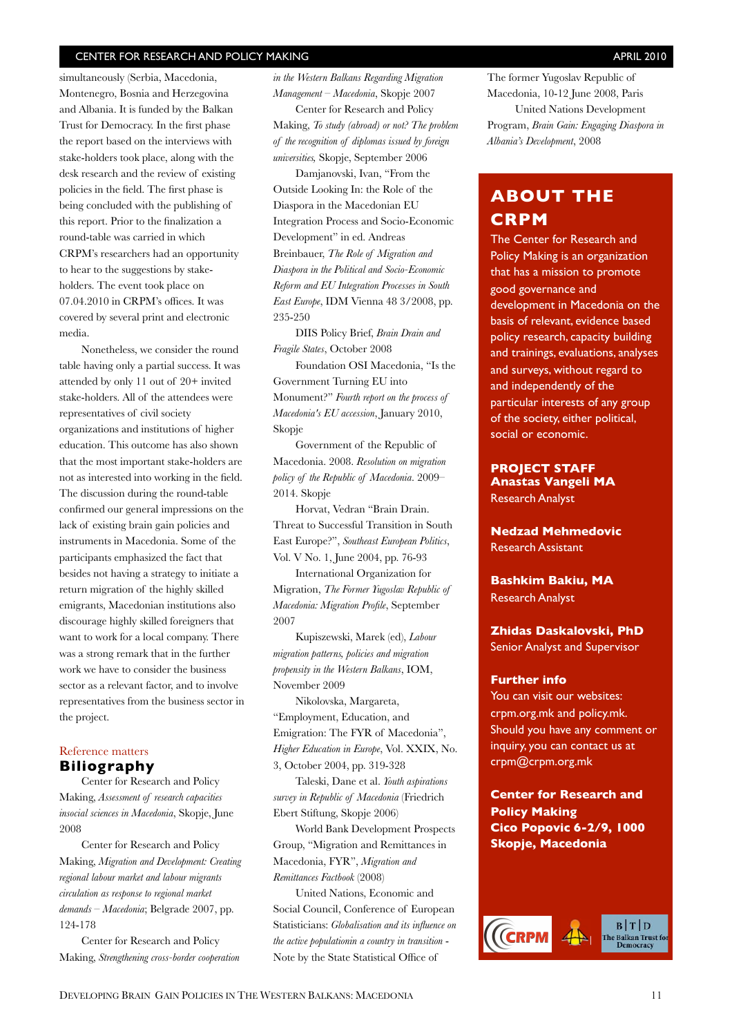simultaneously (Serbia, Macedonia, Montenegro, Bosnia and Herzegovina and Albania. It is funded by the Balkan Trust for Democracy. In the first phase the report based on the interviews with stake-holders took place, along with the desk research and the review of existing policies in the field. The first phase is being concluded with the publishing of this report. Prior to the finalization a round-table was carried in which CRPM's researchers had an opportunity to hear to the suggestions by stake-holders. The event took place on 07.04.2010 in CRPM's offices. It was covered by several print and electronic media.

Nonetheless, we consider the round table having only a partial success. It was attended by only 11 out of 20+ invited stake-holders. All of the attendees were representatives of civil society organizations and institutions of higher education. This outcome has also shown that the most important stake-holders are not as interested into working in the field. The discussion during the round-table confirmed our general impressions on the lack of existing brain gain policies and instruments in Macedonia. Some of the participants emphasized the fact that besides not having a strategy to initiate a return migration of the highly skilled emigrants, Macedonian institutions also discourage highly skilled foreigners that want to work for a local company. There was a strong remark that in the further work we have to consider the business sector as a relevant factor, and to involve representatives from the business sector in the project.

Reference matters

## Biliography

Center for Research and Policy Making, *Assessment of research capacities insocial sciences in Macedonia*, Skopje, June 2008

Center for Research and Policy Making, *Migration and Development: Creating regional labour market and labour migrants circulation as response to regional market demands – Macedonia*; Belgrade 2007, pp. 124-178

Center for Research and Policy Making, *Strengthening cross-border cooperation in the Western Balkans Regarding Migration Management – Macedonia*, Skopje 2007

Center for Research and Policy Making, *To study (abroad) or not? The problem of the recognition of diplomas issued by foreign universities,* Skopje, September 2006

Damjanovski, Ivan, "From the Outside Looking In: the Role of the Diaspora in the Macedonian EU Integration Process and Socio-Economic Development" in ed. Andreas Breinbauer, *The Role of Migration and Diaspora in the Political and Socio-Economic Reform and EU Integration Processes in South East Europe*, IDM Vienna 48 3/2008, pp. 235-250

DIIS Policy Brief, *Brain Drain and Fragile States*, October 2008

Foundation OSI Macedonia, "Is the Government Turning EU into Monument?" *Fourth report on the process of Macedonia's EU accession*, January 2010, Skopje

Government of the Republic of Macedonia. 2008. *Resolution on migration policy of the Republic of Macedonia*. 2009–2014. Skopje

Horvat, Vedran "Brain Drain. Threat to Successful Transition in South East Europe?", *Southeast European Politics*, Vol. V No. 1, June 2004, pp. 76-93

International Organization for Migration, *The Former Yugoslav Republic of Macedonia: Migration Profile*, September 2007

Kupiszewski, Marek (ed), *Labour migration patterns, policies and migration propensity in the Western Balkans*, IOM, November 2009

Nikolovska, Margareta, "Employment, Education, and Emigration: The FYR of Macedonia", *Higher Education in Europe*, Vol. XXIX, No. 3, October 2004, pp. 319-328

Taleski, Dane et al. *Youth aspirations survey in Republic of Macedonia* (Friedrich Ebert Stiftung, Skopje 2006)

World Bank Development Prospects Group, "Migration and Remittances in Macedonia, FYR", *Migration and Remittances Factbook* (2008)

United Nations, Economic and Social Council, Conference of European Statisticians: *Globalisation and its influence on the active populationin a country in transition* - Note by the State Statistical Office of The former Yugoslav Republic of Macedonia, 10-12 June 2008, Paris

United Nations Development Program, *Brain Gain: Engaging Diaspora in Albania's Development*, 2008

## ABOUT THE CRPM

The Center for Research and Policy Making is an organization that has a mission to promote good governance and development in Macedonia on the basis of relevant, evidence based policy research, capacity building and trainings, evaluations, analyses and surveys, without regard to and independently of the particular interests of any group of the society, either political, social or economic.

**PROJECT STAFF**

**Anastas Vangeli MA**
Research Analyst

**Nedzad Mehmedovic**
Research Assistant

**Bashkim Bakiu, MA**
Research Analyst

**Zhidas Daskalovski, PhD**
Senior Analyst and Supervisor

**Further info**

You can visit our websites: crpm.org.mk and policy.mk. Should you have any comment or inquiry, you can contact us at crpm@crpm.org.mk

**Center for Research and Policy Making**
**Cico Popovic 6-2/9, 1000 Skopje, Macedonia**

CRPM

B|T|D The Balkan Trust for Democracy